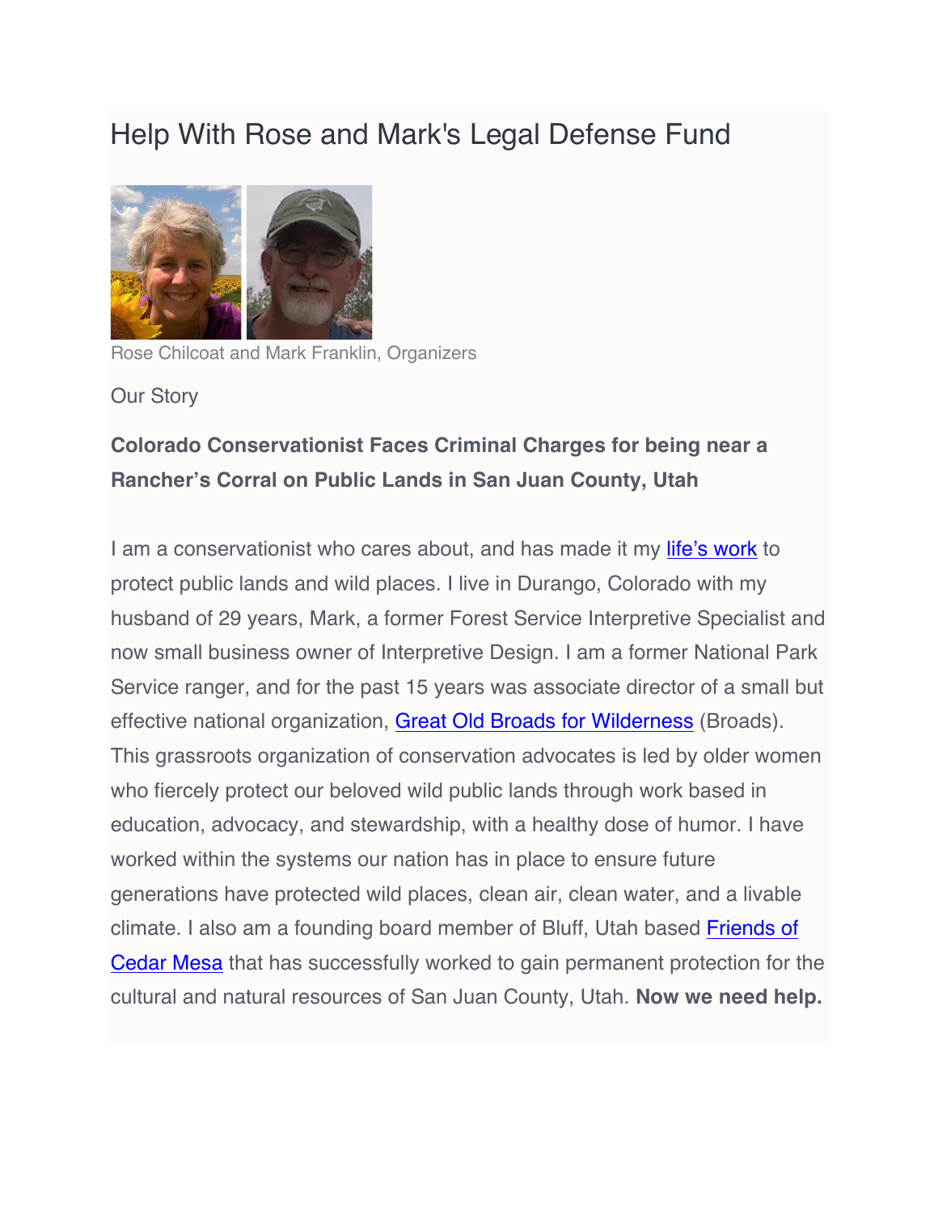# Help With Rose and Mark's Legal Defense Fund

Rose Chilcoat and Mark Franklin, Organizers

Our Story

**Colorado Conservationist Faces Criminal Charges for being near a Rancher's Corral on Public Lands in San Juan County, Utah**

I am a conservationist who cares about, and has made it my life's work to protect public lands and wild places. I live in Durango, Colorado with my husband of 29 years, Mark, a former Forest Service Interpretive Specialist and now small business owner of Interpretive Design. I am a former National Park Service ranger, and for the past 15 years was associate director of a small but effective national organization, Great Old Broads for Wilderness (Broads). This grassroots organization of conservation advocates is led by older women who fiercely protect our beloved wild public lands through work based in education, advocacy, and stewardship, with a healthy dose of humor. I have worked within the systems our nation has in place to ensure future generations have protected wild places, clean air, clean water, and a livable climate. I also am a founding board member of Bluff, Utah based Friends of Cedar Mesa that has successfully worked to gain permanent protection for the cultural and natural resources of San Juan County, Utah. **Now we need help.**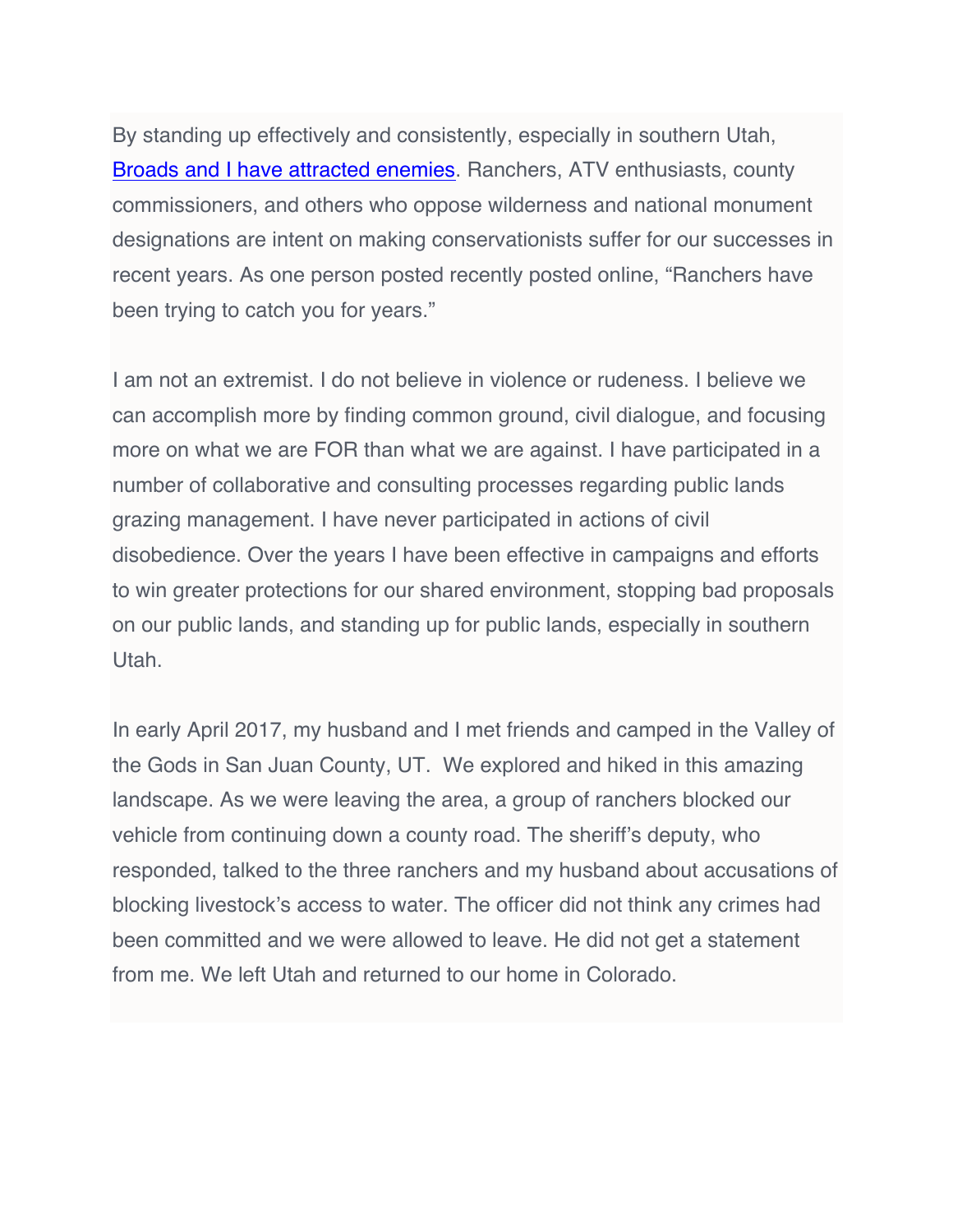By standing up effectively and consistently, especially in southern Utah, Broads and I have attracted enemies. Ranchers, ATV enthusiasts, county commissioners, and others who oppose wilderness and national monument designations are intent on making conservationists suffer for our successes in recent years. As one person posted recently posted online, “Ranchers have been trying to catch you for years.”

I am not an extremist. I do not believe in violence or rudeness. I believe we can accomplish more by finding common ground, civil dialogue, and focusing more on what we are FOR than what we are against. I have participated in a number of collaborative and consulting processes regarding public lands grazing management. I have never participated in actions of civil disobedience. Over the years I have been effective in campaigns and efforts to win greater protections for our shared environment, stopping bad proposals on our public lands, and standing up for public lands, especially in southern Utah.

In early April 2017, my husband and I met friends and camped in the Valley of the Gods in San Juan County, UT.  We explored and hiked in this amazing landscape. As we were leaving the area, a group of ranchers blocked our vehicle from continuing down a county road. The sheriff’s deputy, who responded, talked to the three ranchers and my husband about accusations of blocking livestock’s access to water. The officer did not think any crimes had been committed and we were allowed to leave. He did not get a statement from me. We left Utah and returned to our home in Colorado.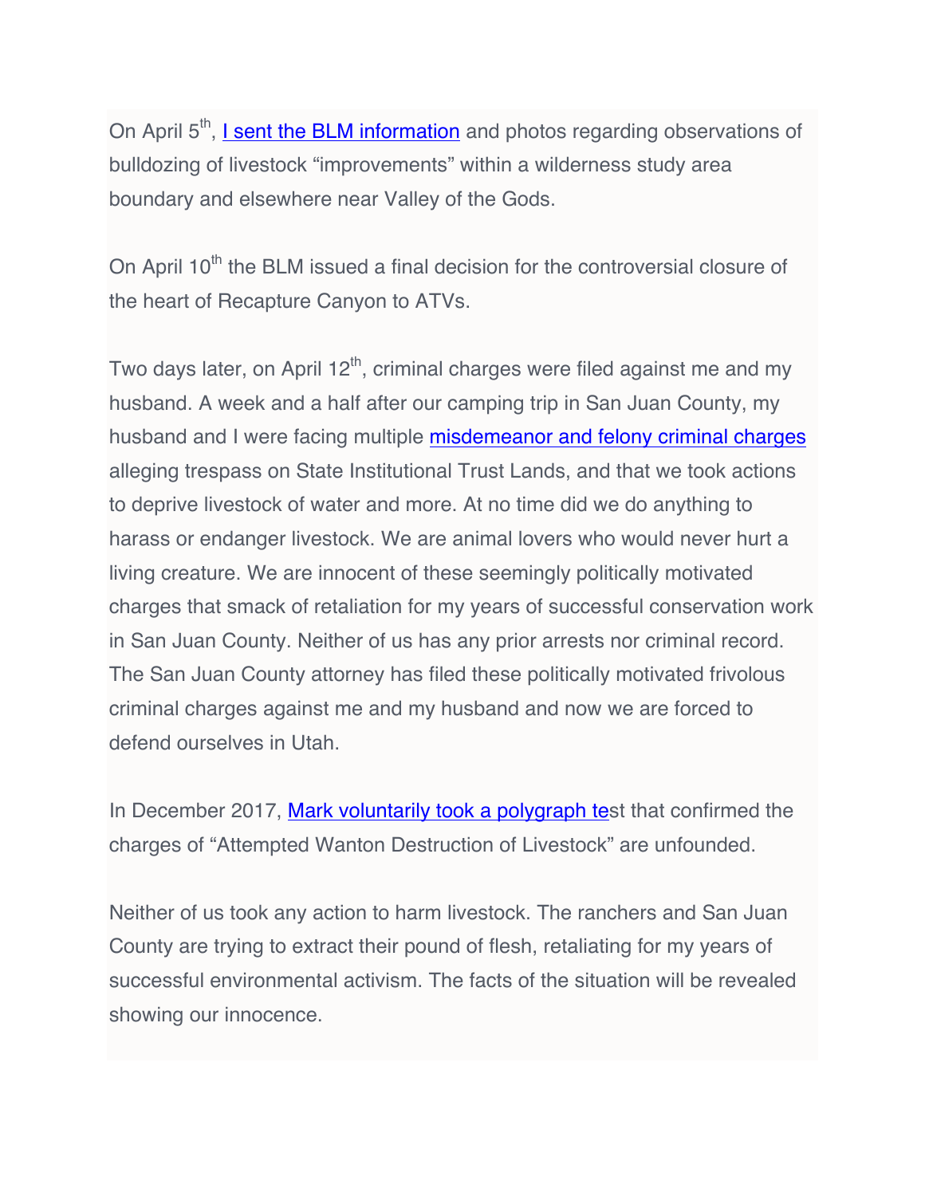On April 5th, [I sent the BLM information] and photos regarding observations of bulldozing of livestock "improvements" within a wilderness study area boundary and elsewhere near Valley of the Gods.

On April 10th the BLM issued a final decision for the controversial closure of the heart of Recapture Canyon to ATVs.

Two days later, on April 12th, criminal charges were filed against me and my husband. A week and a half after our camping trip in San Juan County, my husband and I were facing multiple [misdemeanor and felony criminal charges] alleging trespass on State Institutional Trust Lands, and that we took actions to deprive livestock of water and more. At no time did we do anything to harass or endanger livestock. We are animal lovers who would never hurt a living creature. We are innocent of these seemingly politically motivated charges that smack of retaliation for my years of successful conservation work in San Juan County. Neither of us has any prior arrests nor criminal record. The San Juan County attorney has filed these politically motivated frivolous criminal charges against me and my husband and now we are forced to defend ourselves in Utah.

In December 2017, [Mark voluntarily took a polygraph te]st that confirmed the charges of "Attempted Wanton Destruction of Livestock" are unfounded.

Neither of us took any action to harm livestock. The ranchers and San Juan County are trying to extract their pound of flesh, retaliating for my years of successful environmental activism. The facts of the situation will be revealed showing our innocence.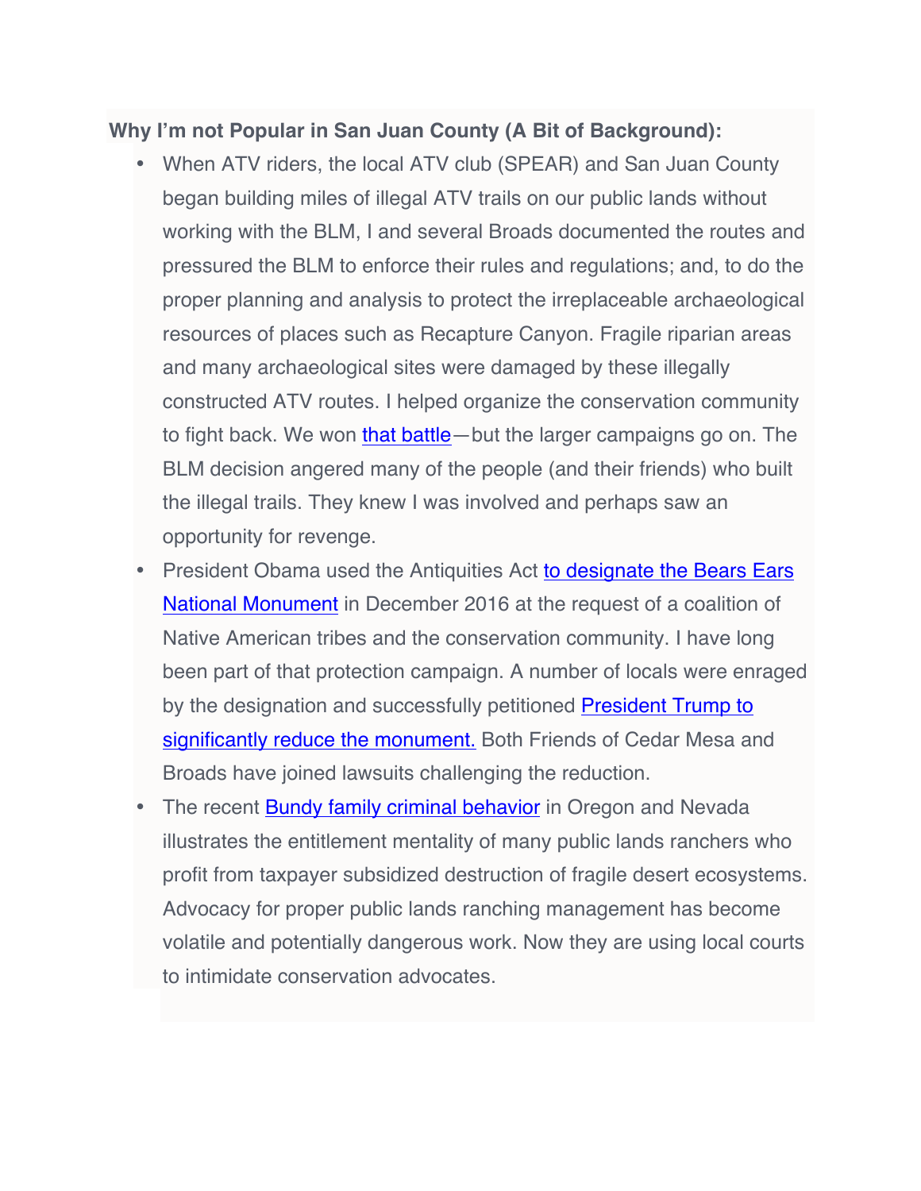**Why I'm not Popular in San Juan County (A Bit of Background):**

- When ATV riders, the local ATV club (SPEAR) and San Juan County began building miles of illegal ATV trails on our public lands without working with the BLM, I and several Broads documented the routes and pressured the BLM to enforce their rules and regulations; and, to do the proper planning and analysis to protect the irreplaceable archaeological resources of places such as Recapture Canyon. Fragile riparian areas and many archaeological sites were damaged by these illegally constructed ATV routes. I helped organize the conservation community to fight back. We won that battle—but the larger campaigns go on. The BLM decision angered many of the people (and their friends) who built the illegal trails. They knew I was involved and perhaps saw an opportunity for revenge.
- President Obama used the Antiquities Act to designate the Bears Ears National Monument in December 2016 at the request of a coalition of Native American tribes and the conservation community. I have long been part of that protection campaign. A number of locals were enraged by the designation and successfully petitioned President Trump to significantly reduce the monument. Both Friends of Cedar Mesa and Broads have joined lawsuits challenging the reduction.
- The recent Bundy family criminal behavior in Oregon and Nevada illustrates the entitlement mentality of many public lands ranchers who profit from taxpayer subsidized destruction of fragile desert ecosystems. Advocacy for proper public lands ranching management has become volatile and potentially dangerous work. Now they are using local courts to intimidate conservation advocates.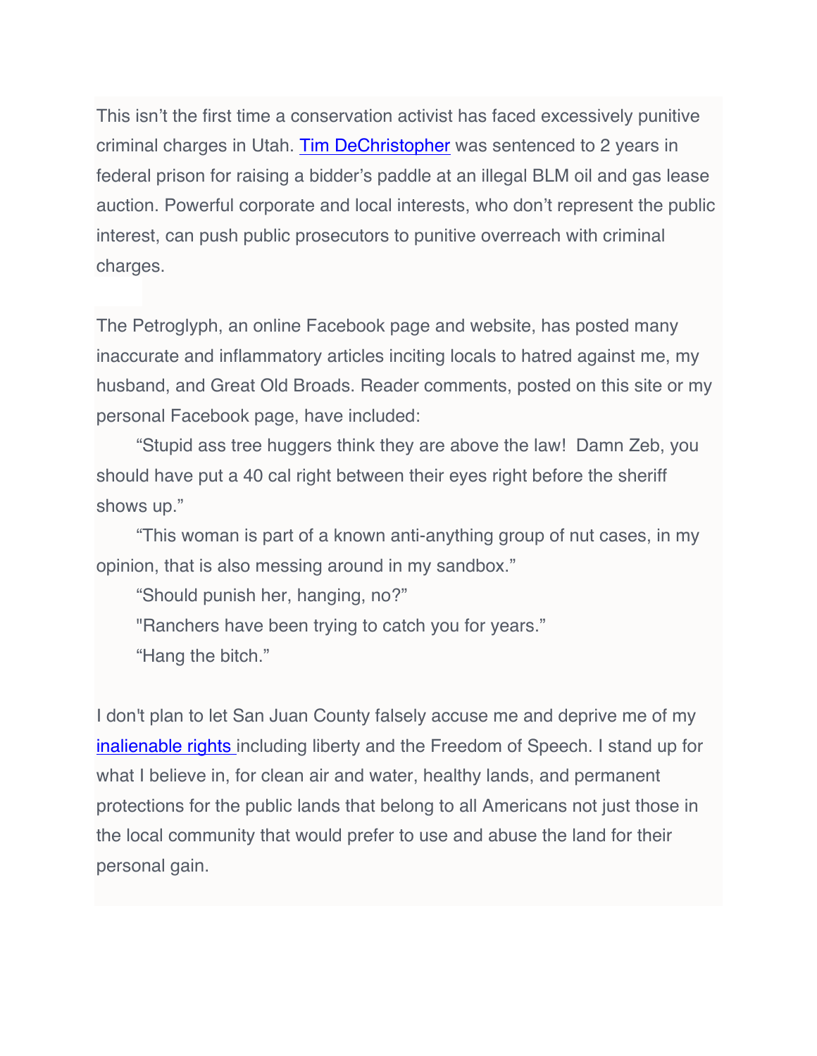This isn't the first time a conservation activist has faced excessively punitive criminal charges in Utah. [Tim DeChristopher](#) was sentenced to 2 years in federal prison for raising a bidder's paddle at an illegal BLM oil and gas lease auction. Powerful corporate and local interests, who don't represent the public interest, can push public prosecutors to punitive overreach with criminal charges.

The Petroglyph, an online Facebook page and website, has posted many inaccurate and inflammatory articles inciting locals to hatred against me, my husband, and Great Old Broads. Reader comments, posted on this site or my personal Facebook page, have included:

> "Stupid ass tree huggers think they are above the law! Damn Zeb, you should have put a 40 cal right between their eyes right before the sheriff shows up."
>
> "This woman is part of a known anti-anything group of nut cases, in my opinion, that is also messing around in my sandbox."
>
> "Should punish her, hanging, no?"
>
> "Ranchers have been trying to catch you for years."
>
> "Hang the bitch."

I don't plan to let San Juan County falsely accuse me and deprive me of my [inalienable rights](#) including liberty and the Freedom of Speech. I stand up for what I believe in, for clean air and water, healthy lands, and permanent protections for the public lands that belong to all Americans not just those in the local community that would prefer to use and abuse the land for their personal gain.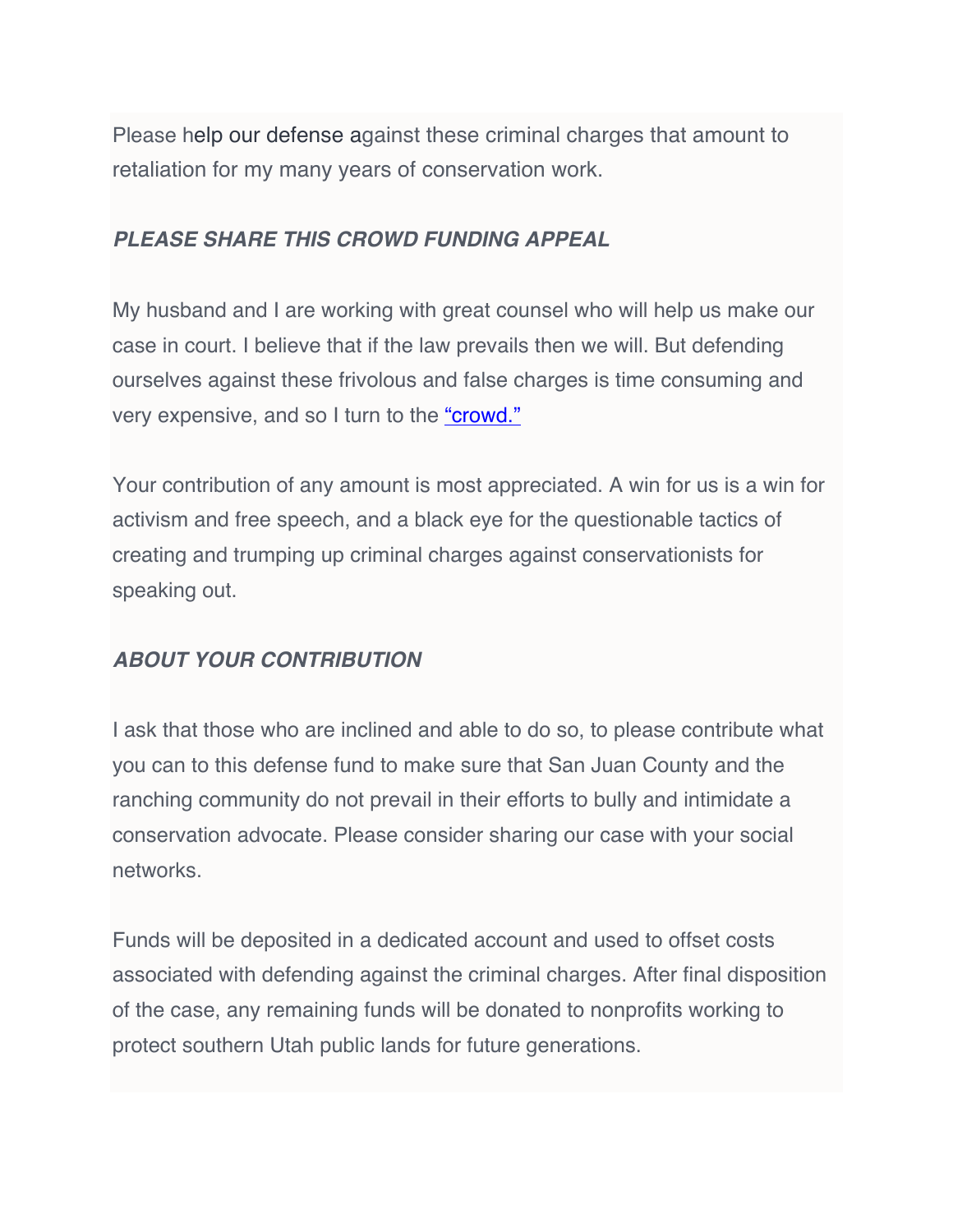Please help our defense against these criminal charges that amount to retaliation for my many years of conservation work.

***PLEASE SHARE THIS CROWD FUNDING APPEAL***

My husband and I are working with great counsel who will help us make our case in court. I believe that if the law prevails then we will. But defending ourselves against these frivolous and false charges is time consuming and very expensive, and so I turn to the "crowd."

Your contribution of any amount is most appreciated. A win for us is a win for activism and free speech, and a black eye for the questionable tactics of creating and trumping up criminal charges against conservationists for speaking out.

***ABOUT YOUR CONTRIBUTION***

I ask that those who are inclined and able to do so, to please contribute what you can to this defense fund to make sure that San Juan County and the ranching community do not prevail in their efforts to bully and intimidate a conservation advocate. Please consider sharing our case with your social networks.

Funds will be deposited in a dedicated account and used to offset costs associated with defending against the criminal charges. After final disposition of the case, any remaining funds will be donated to nonprofits working to protect southern Utah public lands for future generations.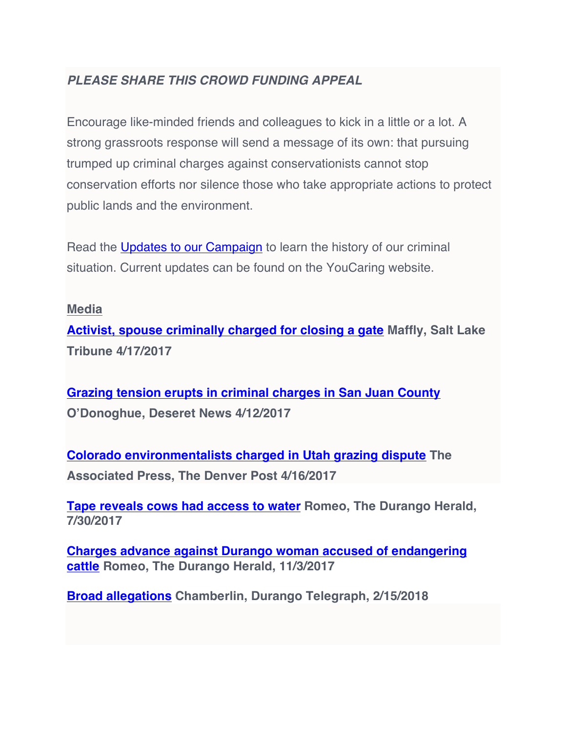***PLEASE SHARE THIS CROWD FUNDING APPEAL***

Encourage like-minded friends and colleagues to kick in a little or a lot. A strong grassroots response will send a message of its own: that pursuing trumped up criminal charges against conservationists cannot stop conservation efforts nor silence those who take appropriate actions to protect public lands and the environment.

Read the Updates to our Campaign to learn the history of our criminal situation. Current updates can be found on the YouCaring website.

**Media**

**Activist, spouse criminally charged for closing a gate Maffly, Salt Lake Tribune 4/17/2017**

**Grazing tension erupts in criminal charges in San Juan County O'Donoghue, Deseret News 4/12/2017**

**Colorado environmentalists charged in Utah grazing dispute The Associated Press, The Denver Post 4/16/2017**

**Tape reveals cows had access to water Romeo, The Durango Herald, 7/30/2017**

**Charges advance against Durango woman accused of endangering cattle Romeo, The Durango Herald, 11/3/2017**

**Broad allegations Chamberlin, Durango Telegraph, 2/15/2018**